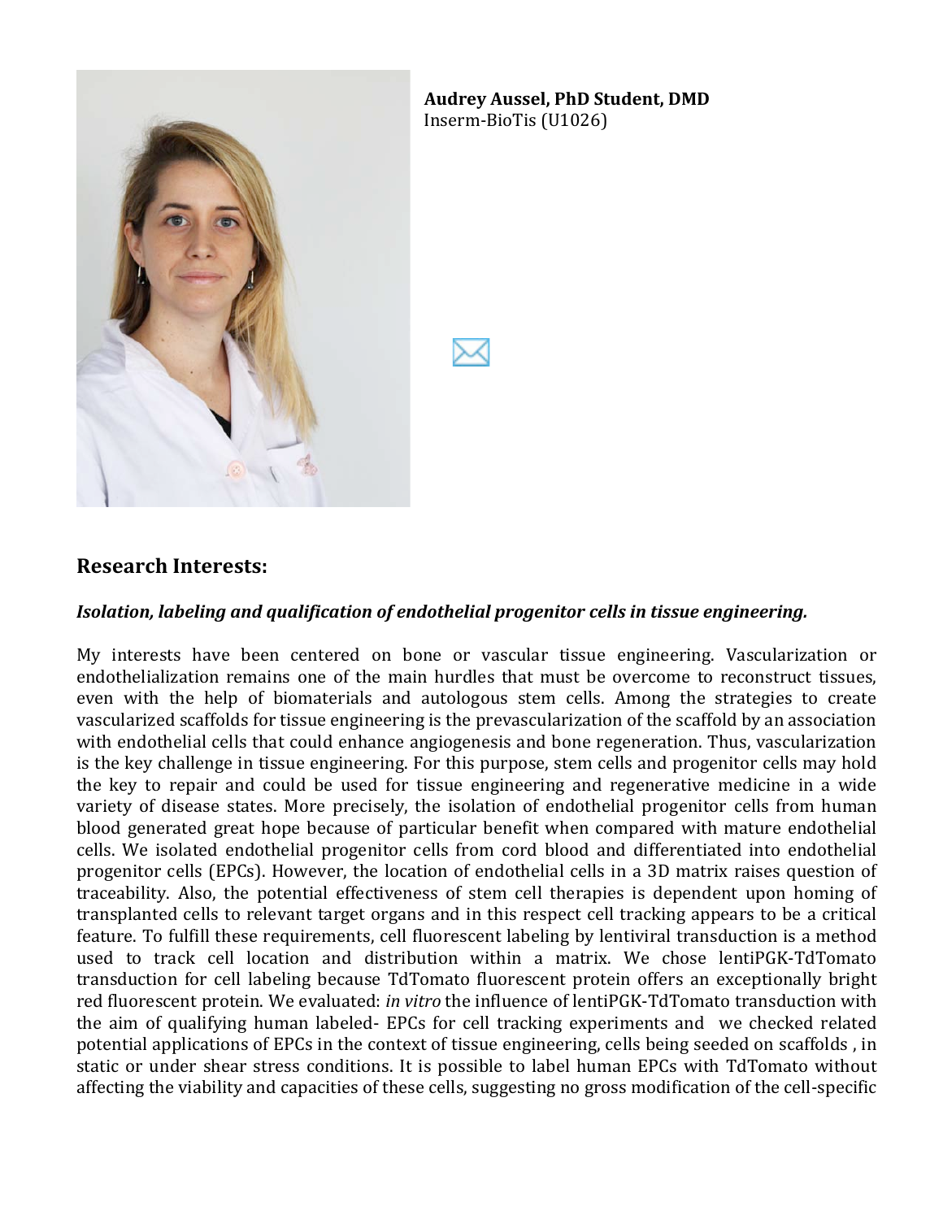**Audrey Aussel, PhD Student, DMD**
Inserm-BioTis (U1026)

## Research Interests:

***Isolation, labeling and qualification of endothelial progenitor cells in tissue engineering.***

My interests have been centered on bone or vascular tissue engineering. Vascularization or endothelialization remains one of the main hurdles that must be overcome to reconstruct tissues, even with the help of biomaterials and autologous stem cells. Among the strategies to create vascularized scaffolds for tissue engineering is the prevascularization of the scaffold by an association with endothelial cells that could enhance angiogenesis and bone regeneration. Thus, vascularization is the key challenge in tissue engineering. For this purpose, stem cells and progenitor cells may hold the key to repair and could be used for tissue engineering and regenerative medicine in a wide variety of disease states. More precisely, the isolation of endothelial progenitor cells from human blood generated great hope because of particular benefit when compared with mature endothelial cells. We isolated endothelial progenitor cells from cord blood and differentiated into endothelial progenitor cells (EPCs). However, the location of endothelial cells in a 3D matrix raises question of traceability. Also, the potential effectiveness of stem cell therapies is dependent upon homing of transplanted cells to relevant target organs and in this respect cell tracking appears to be a critical feature. To fulfill these requirements, cell fluorescent labeling by lentiviral transduction is a method used to track cell location and distribution within a matrix. We chose lentiPGK-TdTomato transduction for cell labeling because TdTomato fluorescent protein offers an exceptionally bright red fluorescent protein. We evaluated: *in vitro* the influence of lentiPGK-TdTomato transduction with the aim of qualifying human labeled- EPCs for cell tracking experiments and we checked related potential applications of EPCs in the context of tissue engineering, cells being seeded on scaffolds , in static or under shear stress conditions. It is possible to label human EPCs with TdTomato without affecting the viability and capacities of these cells, suggesting no gross modification of the cell-specific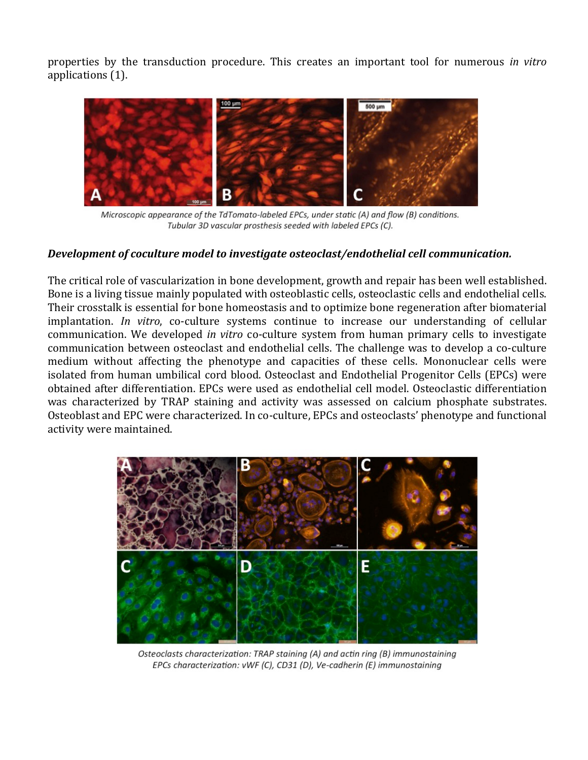properties by the transduction procedure. This creates an important tool for numerous *in vitro* applications (1).

Microscopic appearance of the TdTomato-labeled EPCs, under static (A) and flow (B) conditions. Tubular 3D vascular prosthesis seeded with labeled EPCs (C).

***Development of coculture model to investigate osteoclast/endothelial cell communication.***

The critical role of vascularization in bone development, growth and repair has been well established. Bone is a living tissue mainly populated with osteoblastic cells, osteoclastic cells and endothelial cells. Their crosstalk is essential for bone homeostasis and to optimize bone regeneration after biomaterial implantation. *In vitro*, co-culture systems continue to increase our understanding of cellular communication. We developed *in vitro* co-culture system from human primary cells to investigate communication between osteoclast and endothelial cells. The challenge was to develop a co-culture medium without affecting the phenotype and capacities of these cells. Mononuclear cells were isolated from human umbilical cord blood. Osteoclast and Endothelial Progenitor Cells (EPCs) were obtained after differentiation. EPCs were used as endothelial cell model. Osteoclastic differentiation was characterized by TRAP staining and activity was assessed on calcium phosphate substrates. Osteoblast and EPC were characterized. In co-culture, EPCs and osteoclasts' phenotype and functional activity were maintained.

Osteoclasts characterization: TRAP staining (A) and actin ring (B) immunostaining
EPCs characterization: vWF (C), CD31 (D), Ve-cadherin (E) immunostaining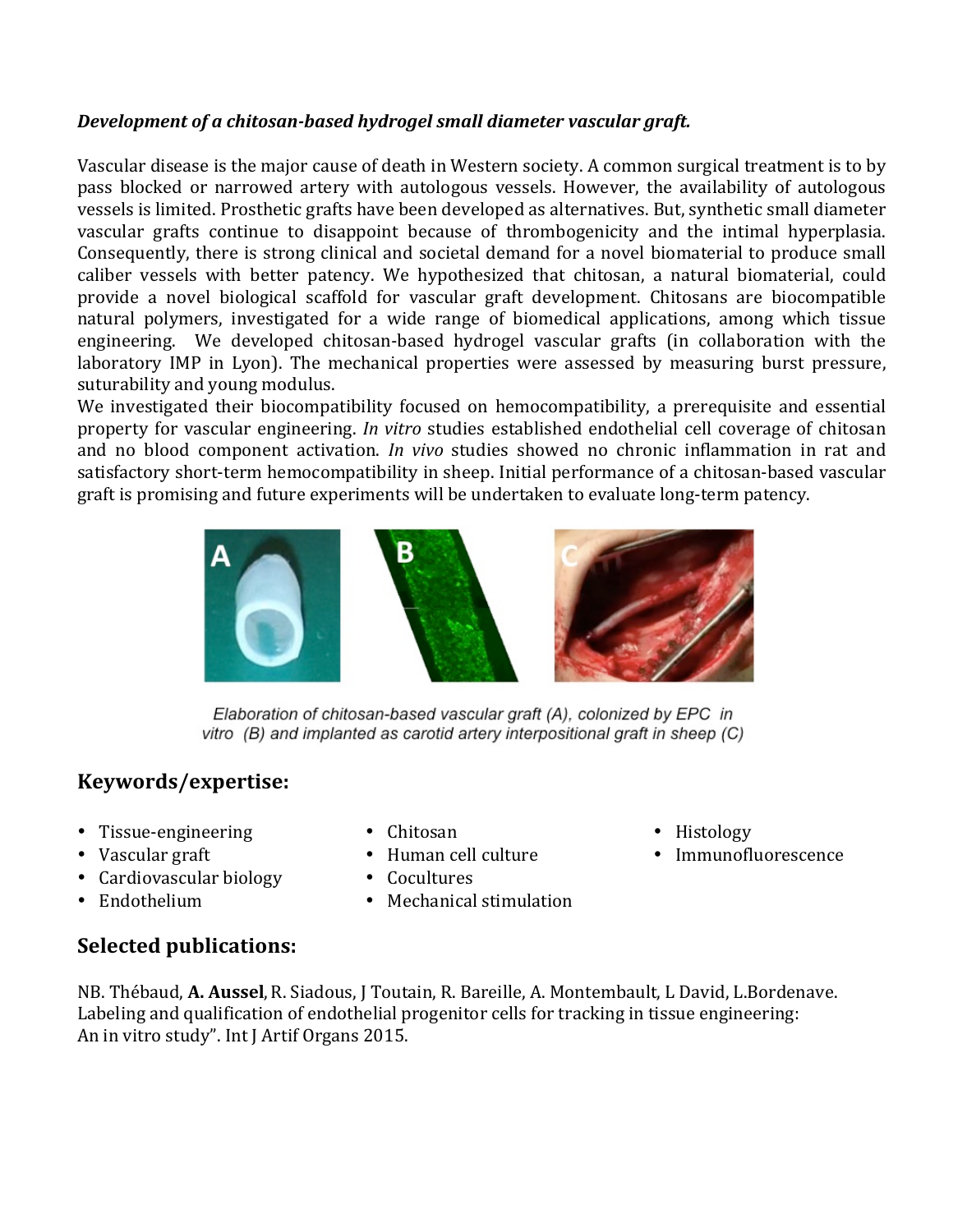***Development of a chitosan-based hydrogel small diameter vascular graft.***

Vascular disease is the major cause of death in Western society. A common surgical treatment is to by pass blocked or narrowed artery with autologous vessels. However, the availability of autologous vessels is limited. Prosthetic grafts have been developed as alternatives. But, synthetic small diameter vascular grafts continue to disappoint because of thrombogenicity and the intimal hyperplasia. Consequently, there is strong clinical and societal demand for a novel biomaterial to produce small caliber vessels with better patency. We hypothesized that chitosan, a natural biomaterial, could provide a novel biological scaffold for vascular graft development. Chitosans are biocompatible natural polymers, investigated for a wide range of biomedical applications, among which tissue engineering. We developed chitosan-based hydrogel vascular grafts (in collaboration with the laboratory IMP in Lyon). The mechanical properties were assessed by measuring burst pressure, suturability and young modulus.

We investigated their biocompatibility focused on hemocompatibility, a prerequisite and essential property for vascular engineering. *In vitro* studies established endothelial cell coverage of chitosan and no blood component activation. *In vivo* studies showed no chronic inflammation in rat and satisfactory short-term hemocompatibility in sheep. Initial performance of a chitosan-based vascular graft is promising and future experiments will be undertaken to evaluate long-term patency.

*Elaboration of chitosan-based vascular graft (A), colonized by EPC in vitro (B) and implanted as carotid artery interpositional graft in sheep (C)*

## Keywords/expertise:

- Tissue-engineering
- Vascular graft
- Cardiovascular biology
- Endothelium
- Chitosan
- Human cell culture
- Cocultures
- Mechanical stimulation
- Histology
- Immunofluorescence

## Selected publications:

NB. Thébaud, **A. Aussel**, R. Siadous, J Toutain, R. Bareille, A. Montembault, L David, L.Bordenave. Labeling and qualification of endothelial progenitor cells for tracking in tissue engineering: An in vitro study". Int J Artif Organs 2015.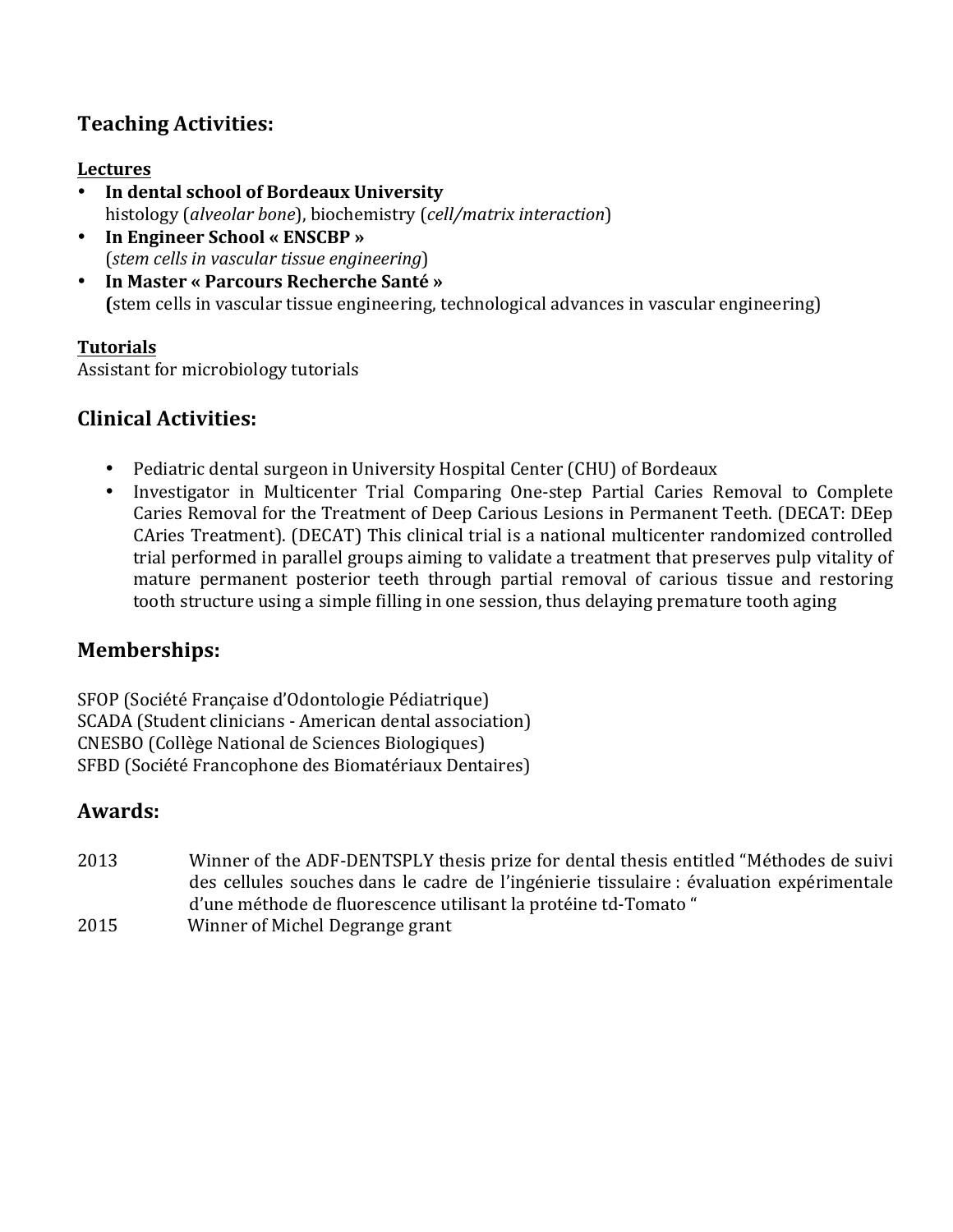## Teaching Activities:

**Lectures**

- **In dental school of Bordeaux University**
  histology (*alveolar bone*), biochemistry (*cell/matrix interaction*)
- **In Engineer School « ENSCBP »**
  (*stem cells in vascular tissue engineering*)
- **In Master « Parcours Recherche Santé »**
  **(**stem cells in vascular tissue engineering, technological advances in vascular engineering)

**Tutorials**

Assistant for microbiology tutorials

## Clinical Activities:

- Pediatric dental surgeon in University Hospital Center (CHU) of Bordeaux
- Investigator in Multicenter Trial Comparing One-step Partial Caries Removal to Complete Caries Removal for the Treatment of Deep Carious Lesions in Permanent Teeth. (DECAT: DEep CAries Treatment). (DECAT) This clinical trial is a national multicenter randomized controlled trial performed in parallel groups aiming to validate a treatment that preserves pulp vitality of mature permanent posterior teeth through partial removal of carious tissue and restoring tooth structure using a simple filling in one session, thus delaying premature tooth aging

## Memberships:

SFOP (Société Française d'Odontologie Pédiatrique)
SCADA (Student clinicians - American dental association)
CNESBO (Collège National de Sciences Biologiques)
SFBD (Société Francophone des Biomatériaux Dentaires)

## Awards:

| | |
|---|---|
| 2013 | Winner of the ADF-DENTSPLY thesis prize for dental thesis entitled "Méthodes de suivi des cellules souches dans le cadre de l'ingénierie tissulaire : évaluation expérimentale d'une méthode de fluorescence utilisant la protéine td-Tomato " |
| 2015 | Winner of Michel Degrange grant |